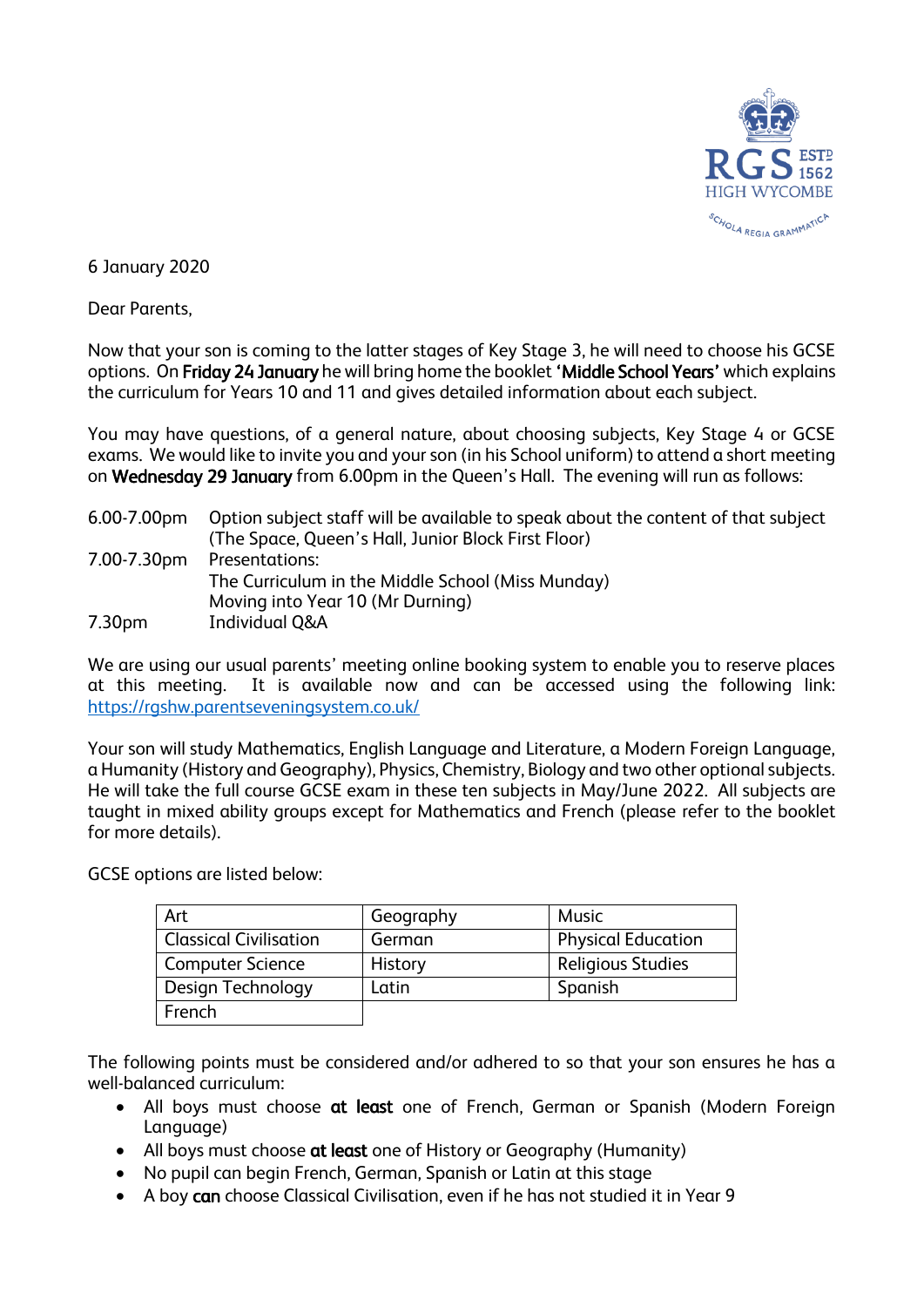RGS ESTD 1562
HIGH WYCOMBE
SCHOLA REGIA GRAMMATICA

6 January 2020

Dear Parents,

Now that your son is coming to the latter stages of Key Stage 3, he will need to choose his GCSE options. On **Friday 24 January** he will bring home the booklet **'Middle School Years'** which explains the curriculum for Years 10 and 11 and gives detailed information about each subject.

You may have questions, of a general nature, about choosing subjects, Key Stage 4 or GCSE exams. We would like to invite you and your son (in his School uniform) to attend a short meeting on **Wednesday 29 January** from 6.00pm in the Queen's Hall. The evening will run as follows:

| | |
|---|---|
| 6.00-7.00pm | Option subject staff will be available to speak about the content of that subject (The Space, Queen's Hall, Junior Block First Floor) |
| 7.00-7.30pm | Presentations:<br>The Curriculum in the Middle School (Miss Munday)<br>Moving into Year 10 (Mr Durning) |
| 7.30pm | Individual Q&A |

We are using our usual parents' meeting online booking system to enable you to reserve places at this meeting. It is available now and can be accessed using the following link: https://rgshw.parentseveningsystem.co.uk/

Your son will study Mathematics, English Language and Literature, a Modern Foreign Language, a Humanity (History and Geography), Physics, Chemistry, Biology and two other optional subjects. He will take the full course GCSE exam in these ten subjects in May/June 2022. All subjects are taught in mixed ability groups except for Mathematics and French (please refer to the booklet for more details).

GCSE options are listed below:

| | | |
|---|---|---|
| Art | Geography | Music |
| Classical Civilisation | German | Physical Education |
| Computer Science | History | Religious Studies |
| Design Technology | Latin | Spanish |
| French | | |

The following points must be considered and/or adhered to so that your son ensures he has a well-balanced curriculum:

- All boys must choose **at least** one of French, German or Spanish (Modern Foreign Language)
- All boys must choose **at least** one of History or Geography (Humanity)
- No pupil can begin French, German, Spanish or Latin at this stage
- A boy **can** choose Classical Civilisation, even if he has not studied it in Year 9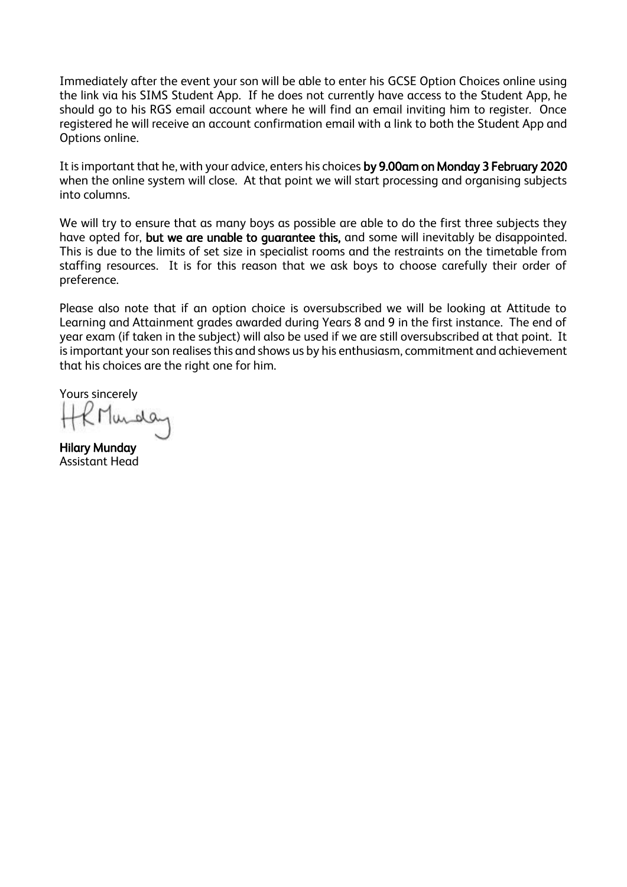Immediately after the event your son will be able to enter his GCSE Option Choices online using the link via his SIMS Student App. If he does not currently have access to the Student App, he should go to his RGS email account where he will find an email inviting him to register. Once registered he will receive an account confirmation email with a link to both the Student App and Options online.

It is important that he, with your advice, enters his choices **by 9.00am on Monday 3 February 2020** when the online system will close. At that point we will start processing and organising subjects into columns.

We will try to ensure that as many boys as possible are able to do the first three subjects they have opted for, **but we are unable to guarantee this,** and some will inevitably be disappointed. This is due to the limits of set size in specialist rooms and the restraints on the timetable from staffing resources. It is for this reason that we ask boys to choose carefully their order of preference.

Please also note that if an option choice is oversubscribed we will be looking at Attitude to Learning and Attainment grades awarded during Years 8 and 9 in the first instance. The end of year exam (if taken in the subject) will also be used if we are still oversubscribed at that point. It is important your son realises this and shows us by his enthusiasm, commitment and achievement that his choices are the right one for him.

Yours sincerely

HR Munday

**Hilary Munday**
Assistant Head